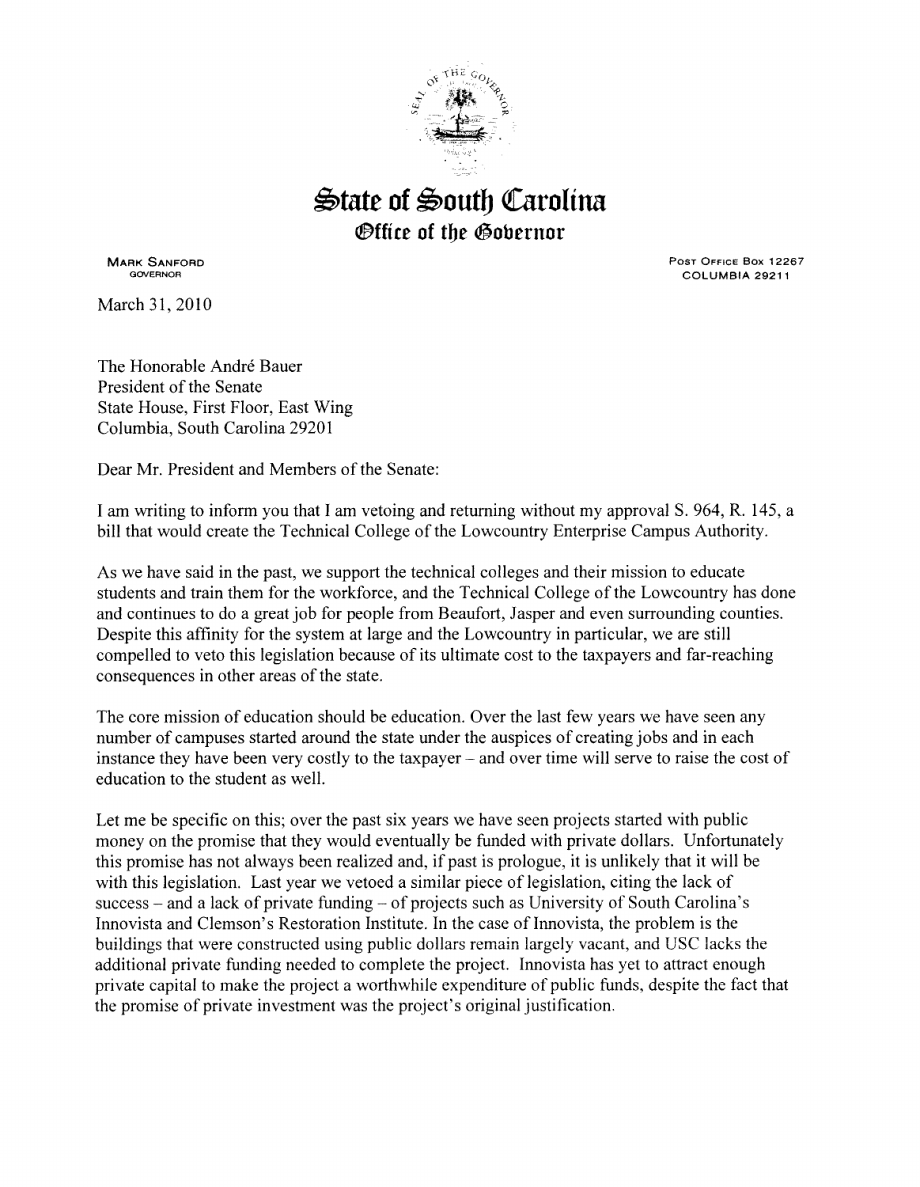# State of South Carolina

## Office of the Governor

**MARK SANFORD**
GOVERNOR

POST OFFICE BOX 12267
COLUMBIA 29211

March 31, 2010

The Honorable André Bauer
President of the Senate
State House, First Floor, East Wing
Columbia, South Carolina 29201

Dear Mr. President and Members of the Senate:

I am writing to inform you that I am vetoing and returning without my approval S. 964, R. 145, a bill that would create the Technical College of the Lowcountry Enterprise Campus Authority.

As we have said in the past, we support the technical colleges and their mission to educate students and train them for the workforce, and the Technical College of the Lowcountry has done and continues to do a great job for people from Beaufort, Jasper and even surrounding counties. Despite this affinity for the system at large and the Lowcountry in particular, we are still compelled to veto this legislation because of its ultimate cost to the taxpayers and far-reaching consequences in other areas of the state.

The core mission of education should be education. Over the last few years we have seen any number of campuses started around the state under the auspices of creating jobs and in each instance they have been very costly to the taxpayer – and over time will serve to raise the cost of education to the student as well.

Let me be specific on this; over the past six years we have seen projects started with public money on the promise that they would eventually be funded with private dollars. Unfortunately this promise has not always been realized and, if past is prologue, it is unlikely that it will be with this legislation. Last year we vetoed a similar piece of legislation, citing the lack of success – and a lack of private funding – of projects such as University of South Carolina's Innovista and Clemson's Restoration Institute. In the case of Innovista, the problem is the buildings that were constructed using public dollars remain largely vacant, and USC lacks the additional private funding needed to complete the project. Innovista has yet to attract enough private capital to make the project a worthwhile expenditure of public funds, despite the fact that the promise of private investment was the project's original justification.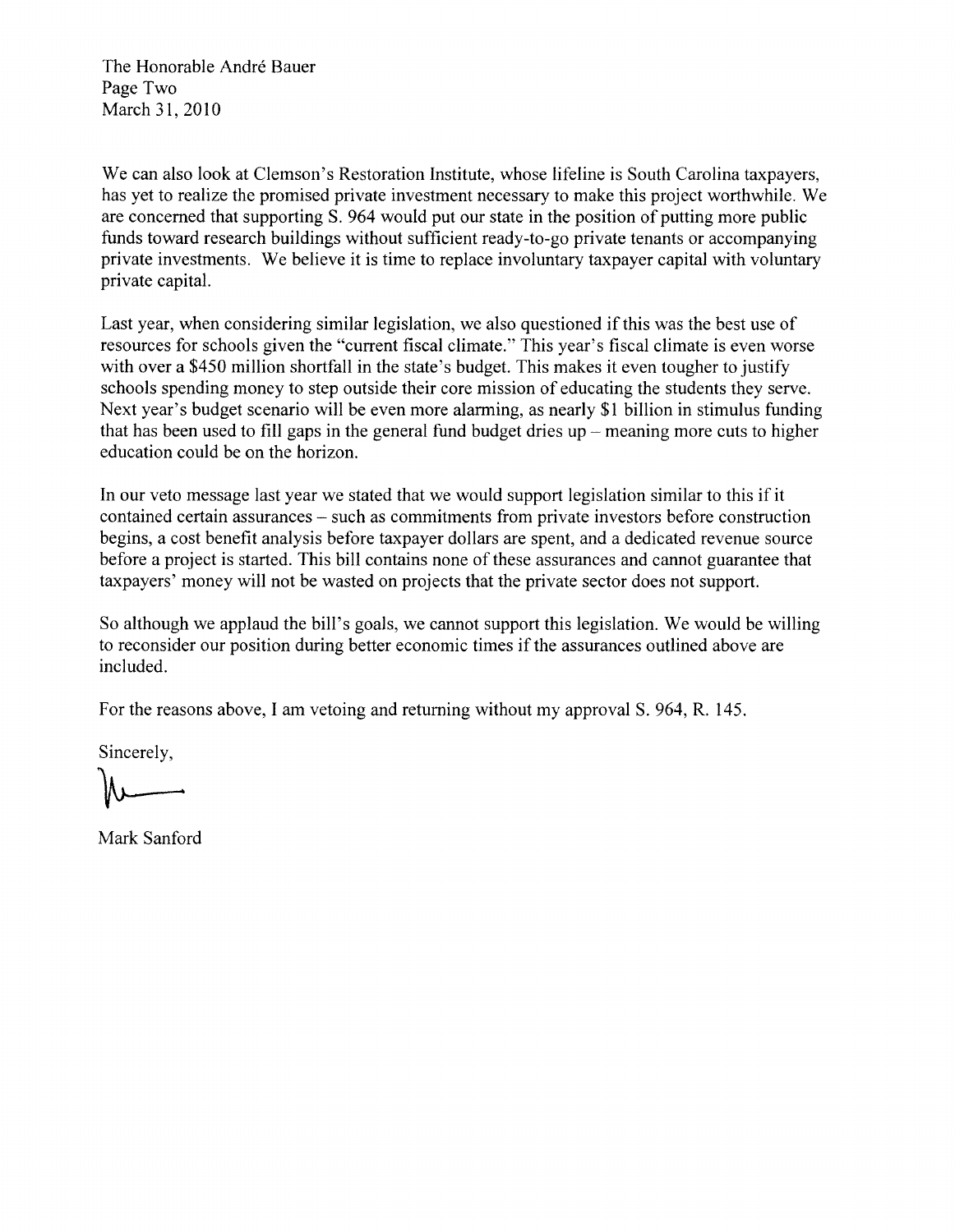We can also look at Clemson's Restoration Institute, whose lifeline is South Carolina taxpayers, has yet to realize the promised private investment necessary to make this project worthwhile. We are concerned that supporting S. 964 would put our state in the position of putting more public funds toward research buildings without sufficient ready-to-go private tenants or accompanying private investments. We believe it is time to replace involuntary taxpayer capital with voluntary private capital.

Last year, when considering similar legislation, we also questioned if this was the best use of resources for schools given the "current fiscal climate." This year's fiscal climate is even worse with over a $450 million shortfall in the state's budget. This makes it even tougher to justify schools spending money to step outside their core mission of educating the students they serve. Next year's budget scenario will be even more alarming, as nearly $1 billion in stimulus funding that has been used to fill gaps in the general fund budget dries up – meaning more cuts to higher education could be on the horizon.

In our veto message last year we stated that we would support legislation similar to this if it contained certain assurances – such as commitments from private investors before construction begins, a cost benefit analysis before taxpayer dollars are spent, and a dedicated revenue source before a project is started. This bill contains none of these assurances and cannot guarantee that taxpayers' money will not be wasted on projects that the private sector does not support.

So although we applaud the bill's goals, we cannot support this legislation. We would be willing to reconsider our position during better economic times if the assurances outlined above are included.

For the reasons above, I am vetoing and returning without my approval S. 964, R. 145.

Sincerely,

Mark Sanford